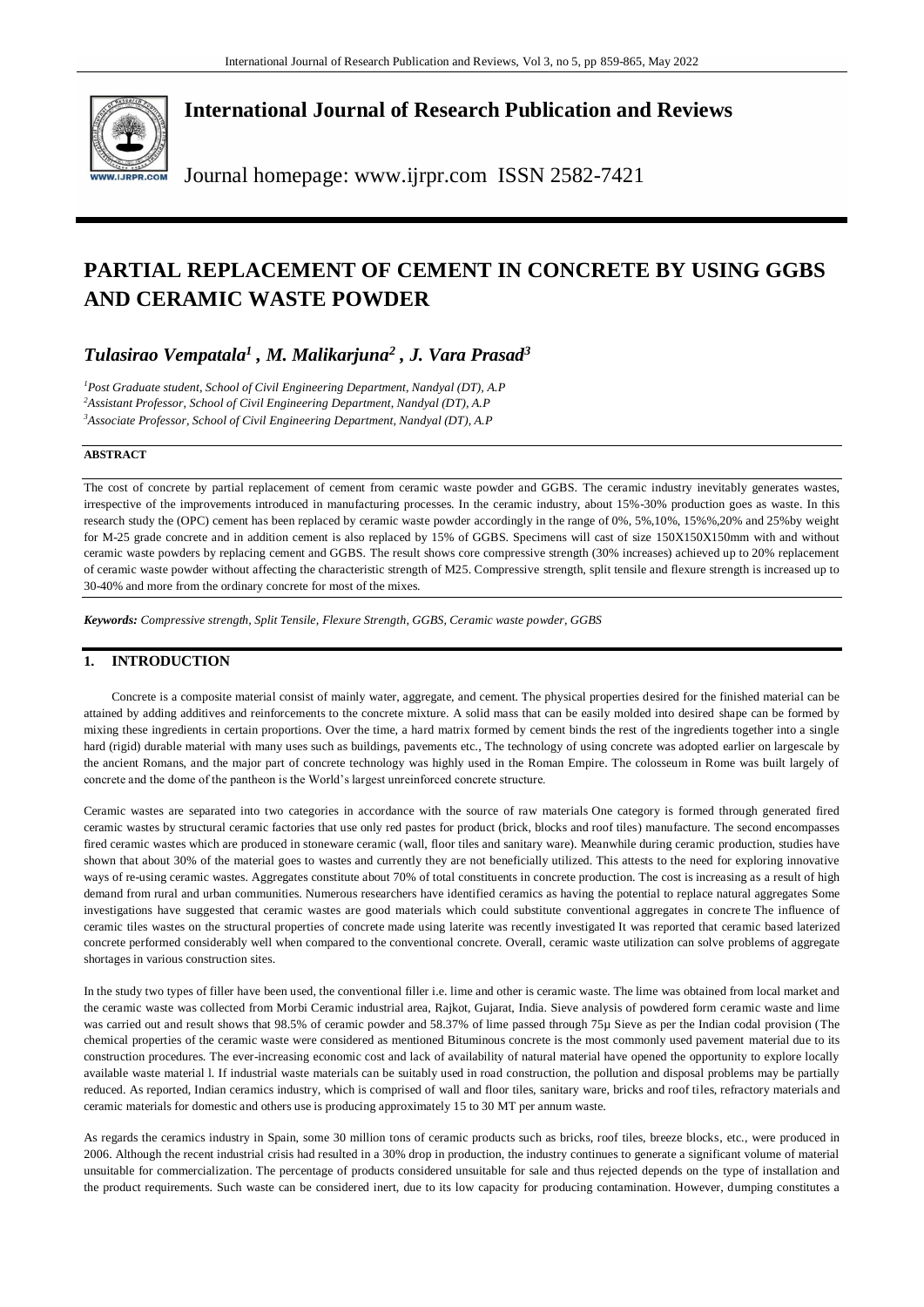# International Journal of Research Publication and Reviews

Journal homepage: www.ijrpr.com ISSN 2582-7421

# PARTIAL REPLACEMENT OF CEMENT IN CONCRETE BY USING GGBS AND CERAMIC WASTE POWDER

***Tulasirao Vempatala[1] , M. Malikarjuna[2] , J. Vara Prasad[3]***

[1]*Post Graduate student, School of Civil Engineering Department, Nandyal (DT), A.P*
[2]*Assistant Professor, School of Civil Engineering Department, Nandyal (DT), A.P*
[3]*Associate Professor, School of Civil Engineering Department, Nandyal (DT), A.P*

**ABSTRACT**

The cost of concrete by partial replacement of cement from ceramic waste powder and GGBS. The ceramic industry inevitably generates wastes, irrespective of the improvements introduced in manufacturing processes. In the ceramic industry, about 15%-30% production goes as waste. In this research study the (OPC) cement has been replaced by ceramic waste powder accordingly in the range of 0%, 5%,10%, 15%%,20% and 25%by weight for M-25 grade concrete and in addition cement is also replaced by 15% of GGBS. Specimens will cast of size 150X150X150mm with and without ceramic waste powders by replacing cement and GGBS. The result shows core compressive strength (30% increases) achieved up to 20% replacement of ceramic waste powder without affecting the characteristic strength of M25. Compressive strength, split tensile and flexure strength is increased up to 30-40% and more from the ordinary concrete for most of the mixes.

***Keywords:*** *Compressive strength, Split Tensile, Flexure Strength, GGBS, Ceramic waste powder, GGBS*

## 1. INTRODUCTION

Concrete is a composite material consist of mainly water, aggregate, and cement. The physical properties desired for the finished material can be attained by adding additives and reinforcements to the concrete mixture. A solid mass that can be easily molded into desired shape can be formed by mixing these ingredients in certain proportions. Over the time, a hard matrix formed by cement binds the rest of the ingredients together into a single hard (rigid) durable material with many uses such as buildings, pavements etc., The technology of using concrete was adopted earlier on largescale by the ancient Romans, and the major part of concrete technology was highly used in the Roman Empire. The colosseum in Rome was built largely of concrete and the dome of the pantheon is the World's largest unreinforced concrete structure.

Ceramic wastes are separated into two categories in accordance with the source of raw materials One category is formed through generated fired ceramic wastes by structural ceramic factories that use only red pastes for product (brick, blocks and roof tiles) manufacture. The second encompasses fired ceramic wastes which are produced in stoneware ceramic (wall, floor tiles and sanitary ware). Meanwhile during ceramic production, studies have shown that about 30% of the material goes to wastes and currently they are not beneficially utilized. This attests to the need for exploring innovative ways of re-using ceramic wastes. Aggregates constitute about 70% of total constituents in concrete production. The cost is increasing as a result of high demand from rural and urban communities. Numerous researchers have identified ceramics as having the potential to replace natural aggregates Some investigations have suggested that ceramic wastes are good materials which could substitute conventional aggregates in concrete The influence of ceramic tiles wastes on the structural properties of concrete made using laterite was recently investigated It was reported that ceramic based laterized concrete performed considerably well when compared to the conventional concrete. Overall, ceramic waste utilization can solve problems of aggregate shortages in various construction sites.

In the study two types of filler have been used, the conventional filler i.e. lime and other is ceramic waste. The lime was obtained from local market and the ceramic waste was collected from Morbi Ceramic industrial area, Rajkot, Gujarat, India. Sieve analysis of powdered form ceramic waste and lime was carried out and result shows that 98.5% of ceramic powder and 58.37% of lime passed through 75μ Sieve as per the Indian codal provision (The chemical properties of the ceramic waste were considered as mentioned Bituminous concrete is the most commonly used pavement material due to its construction procedures. The ever-increasing economic cost and lack of availability of natural material have opened the opportunity to explore locally available waste material l. If industrial waste materials can be suitably used in road construction, the pollution and disposal problems may be partially reduced. As reported, Indian ceramics industry, which is comprised of wall and floor tiles, sanitary ware, bricks and roof tiles, refractory materials and ceramic materials for domestic and others use is producing approximately 15 to 30 MT per annum waste.

As regards the ceramics industry in Spain, some 30 million tons of ceramic products such as bricks, roof tiles, breeze blocks, etc., were produced in 2006. Although the recent industrial crisis had resulted in a 30% drop in production, the industry continues to generate a significant volume of material unsuitable for commercialization. The percentage of products considered unsuitable for sale and thus rejected depends on the type of installation and the product requirements. Such waste can be considered inert, due to its low capacity for producing contamination. However, dumping constitutes a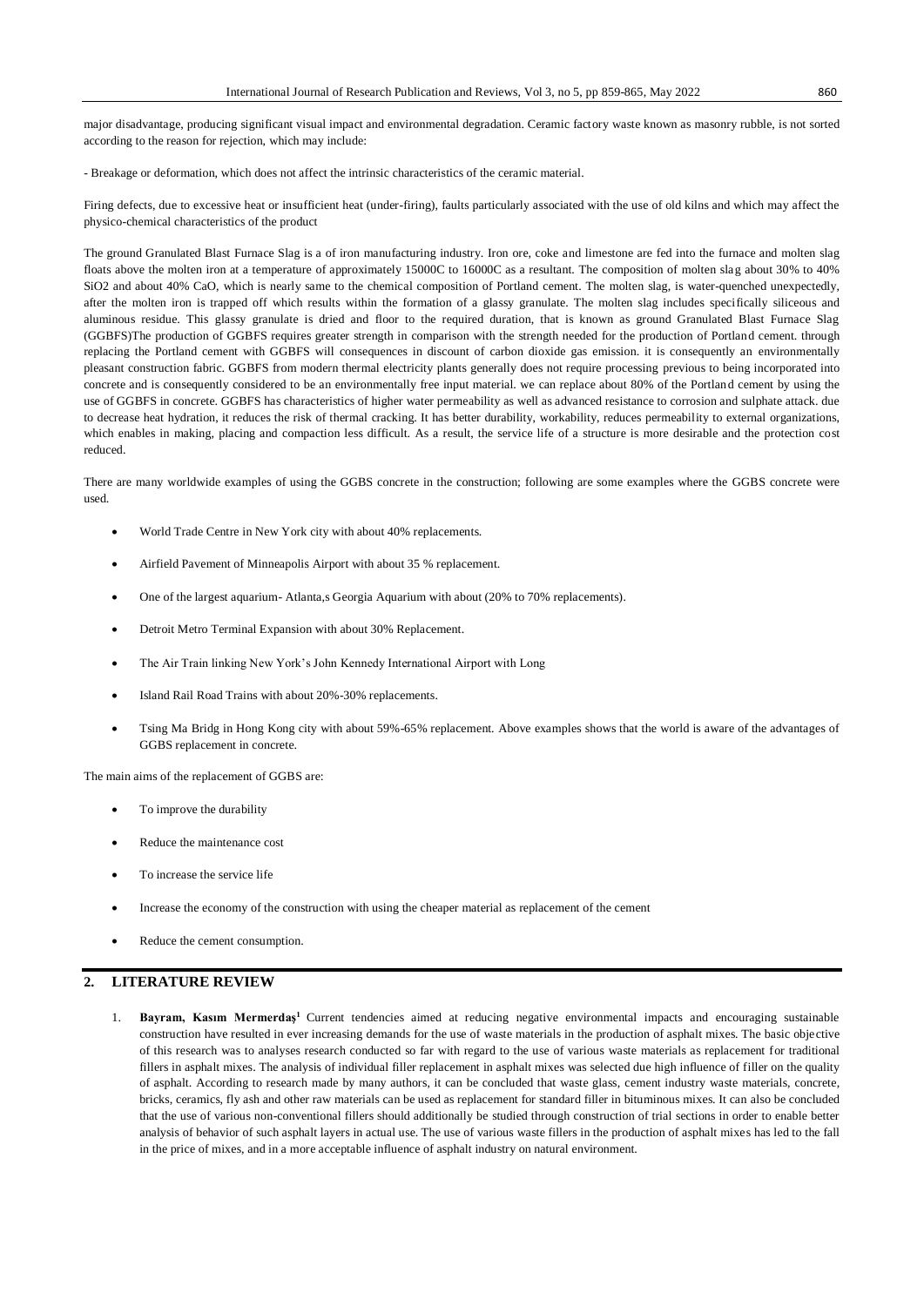major disadvantage, producing significant visual impact and environmental degradation. Ceramic factory waste known as masonry rubble, is not sorted according to the reason for rejection, which may include:

- Breakage or deformation, which does not affect the intrinsic characteristics of the ceramic material.

Firing defects, due to excessive heat or insufficient heat (under-firing), faults particularly associated with the use of old kilns and which may affect the physico-chemical characteristics of the product

The ground Granulated Blast Furnace Slag is a of iron manufacturing industry. Iron ore, coke and limestone are fed into the furnace and molten slag floats above the molten iron at a temperature of approximately 15000C to 16000C as a resultant. The composition of molten slag about 30% to 40% $SiO_2$ and about 40% CaO, which is nearly same to the chemical composition of Portland cement. The molten slag, is water-quenched unexpectedly, after the molten iron is trapped off which results within the formation of a glassy granulate. The molten slag includes specifically siliceous and aluminous residue. This glassy granulate is dried and floor to the required duration, that is known as ground Granulated Blast Furnace Slag (GGBFS)The production of GGBFS requires greater strength in comparison with the strength needed for the production of Portland cement. through replacing the Portland cement with GGBFS will consequences in discount of carbon dioxide gas emission. it is consequently an environmentally pleasant construction fabric. GGBFS from modern thermal electricity plants generally does not require processing previous to being incorporated into concrete and is consequently considered to be an environmentally free input material. we can replace about 80% of the Portland cement by using the use of GGBFS in concrete. GGBFS has characteristics of higher water permeability as well as advanced resistance to corrosion and sulphate attack. due to decrease heat hydration, it reduces the risk of thermal cracking. It has better durability, workability, reduces permeability to external organizations, which enables in making, placing and compaction less difficult. As a result, the service life of a structure is more desirable and the protection cost reduced.

There are many worldwide examples of using the GGBS concrete in the construction; following are some examples where the GGBS concrete were used.

- World Trade Centre in New York city with about 40% replacements.
- Airfield Pavement of Minneapolis Airport with about 35 % replacement.
- One of the largest aquarium- Atlanta,s Georgia Aquarium with about (20% to 70% replacements).
- Detroit Metro Terminal Expansion with about 30% Replacement.
- The Air Train linking New York's John Kennedy International Airport with Long
- Island Rail Road Trains with about 20%-30% replacements.
- Tsing Ma Bridg in Hong Kong city with about 59%-65% replacement. Above examples shows that the world is aware of the advantages of GGBS replacement in concrete.

The main aims of the replacement of GGBS are:

- To improve the durability
- Reduce the maintenance cost
- To increase the service life
- Increase the economy of the construction with using the cheaper material as replacement of the cement
- Reduce the cement consumption.

## 2. LITERATURE REVIEW

1. **Bayram, Kasım Mermerdaş[1]** Current tendencies aimed at reducing negative environmental impacts and encouraging sustainable construction have resulted in ever increasing demands for the use of waste materials in the production of asphalt mixes. The basic objective of this research was to analyses research conducted so far with regard to the use of various waste materials as replacement for traditional fillers in asphalt mixes. The analysis of individual filler replacement in asphalt mixes was selected due high influence of filler on the quality of asphalt. According to research made by many authors, it can be concluded that waste glass, cement industry waste materials, concrete, bricks, ceramics, fly ash and other raw materials can be used as replacement for standard filler in bituminous mixes. It can also be concluded that the use of various non-conventional fillers should additionally be studied through construction of trial sections in order to enable better analysis of behavior of such asphalt layers in actual use. The use of various waste fillers in the production of asphalt mixes has led to the fall in the price of mixes, and in a more acceptable influence of asphalt industry on natural environment.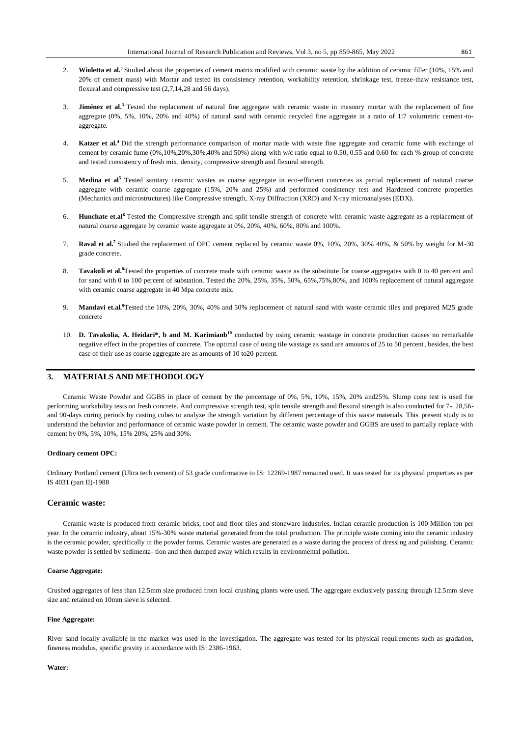2. **Wioletta et al.**[2] Studied about the properties of cement matrix modified with ceramic waste by the addition of ceramic filler (10%, 15% and 20% of cement mass) with Mortar and tested its consistency retention, workability retention, shrinkage test, freeze-thaw resistance test, flexural and compressive test (2,7,14,28 and 56 days).

3. **Jiménez et al.**[3] Tested the replacement of natural fine aggregate with ceramic waste in masonry mortar with the replacement of fine aggregate (0%, 5%, 10%, 20% and 40%) of natural sand with ceramic recycled fine aggregate in a ratio of 1:7 volumetric cement-to-aggregate.

4. **Katzer et al.**[4] Did the strength performance comparison of mortar made with waste fine aggregate and ceramic fume with exchange of cement by ceramic fume (0%,10%,20%,30%,40% and 50%) along with w/c ratio equal to 0.50, 0.55 and 0.60 for each % group of concrete and tested consistency of fresh mix, density, compressive strength and flexural strength.

5. **Medina et al**[5] Tested sanitary ceramic wastes as coarse aggregate in eco-efficient concretes as partial replacement of natural coarse aggregate with ceramic coarse aggregate (15%, 20% and 25%) and performed consistency test and Hardened concrete properties (Mechanics and microstructures) like Compressive strength, X-ray Diffraction (XRD) and X-ray microanalyses (EDX).

6. **Hunchate et.al**[6] Tested the Compressive strength and split tensile strength of concrete with ceramic waste aggregate as a replacement of natural coarse aggregate by ceramic waste aggregate at 0%, 20%, 40%, 60%, 80% and 100%.

7. **Raval et al.**[7] Studied the replacement of OPC cement replaced by ceramic waste 0%, 10%, 20%, 30% 40%, & 50% by weight for M-30 grade concrete.

8. **Tavakoli et al.**[8]Tested the properties of concrete made with ceramic waste as the substitute for coarse aggregates with 0 to 40 percent and for sand with 0 to 100 percent of substation. Tested the 20%, 25%, 35%, 50%, 65%,75%,80%, and 100% replacement of natural aggregate with ceramic coarse aggregate in 40 Mpa concrete mix.

9. **Mandavi et.al.**[9]Tested the 10%, 20%, 30%, 40% and 50% replacement of natural sand with waste ceramic tiles and prepared M25 grade concrete

10. **D. Tavakolia, A. Heidari*, b and M. Karimianb**[10] conducted by using ceramic wastage in concrete production causes no remarkable negative effect in the properties of concrete. The optimal case of using tile wastage as sand are amounts of 25 to 50 percent, besides, the best case of their use as coarse aggregate are as amounts of 10 to20 percent.

## 3. MATERIALS AND METHODOLOGY

Ceramic Waste Powder and GGBS in place of cement by the percentage of 0%, 5%, 10%, 15%, 20% and25%. Slump cone test is used for performing workability tests on fresh concrete. And compressive strength test, split tensile strength and flexural strength is also conducted for 7-, 28,56- and 90-days curing periods by casting cubes to analyze the strength variation by different percentage of this waste materials. This present study is to understand the behavior and performance of ceramic waste powder in cement. The ceramic waste powder and GGBS are used to partially replace with cement by 0%, 5%, 10%, 15% 20%, 25% and 30%.

#### Ordinary cement OPC:

Ordinary Portland cement (Ultra tech cement) of 53 grade confirmative to IS: 12269-1987 remained used. It was tested for its physical properties as per IS 4031 (part II)-1988

### Ceramic waste:

Ceramic waste is produced from ceramic bricks, roof and floor tiles and stoneware industries**.** Indian ceramic production is 100 Million ton per year. In the ceramic industry, about 15%-30% waste material generated from the total production. The principle waste coming into the ceramic industry is the ceramic powder, specifically in the powder forms. Ceramic wastes are generated as a waste during the process of dressing and polishing. Ceramic waste powder is settled by sedimenta- tion and then dumped away which results in environmental pollution.

#### Coarse Aggregate:

Crushed aggregates of less than 12.5mm size produced from local crushing plants were used. The aggregate exclusively passing through 12.5mm sieve size and retained on 10mm sieve is selected.

#### Fine Aggregate:

River sand locally available in the market was used in the investigation. The aggregate was tested for its physical requirements such as gradation, fineness modulus, specific gravity in accordance with IS: 2386-1963.

#### Water: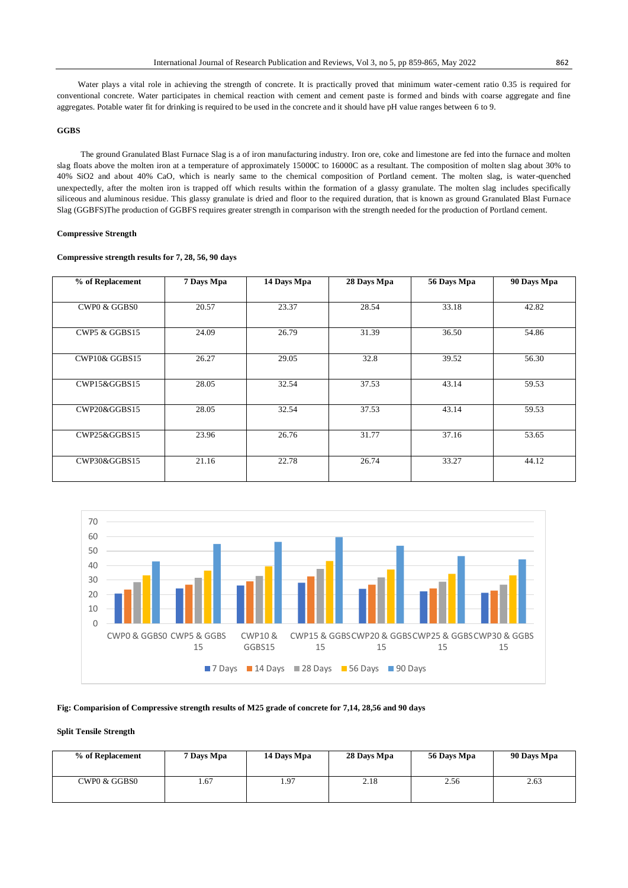Water plays a vital role in achieving the strength of concrete. It is practically proved that minimum water-cement ratio 0.35 is required for conventional concrete. Water participates in chemical reaction with cement and cement paste is formed and binds with coarse aggregate and fine aggregates. Potable water fit for drinking is required to be used in the concrete and it should have pH value ranges between 6 to 9.

**GGBS**

The ground Granulated Blast Furnace Slag is a of iron manufacturing industry. Iron ore, coke and limestone are fed into the furnace and molten slag floats above the molten iron at a temperature of approximately 15000C to 16000C as a resultant. The composition of molten slag about 30% to 40% SiO2 and about 40% CaO, which is nearly same to the chemical composition of Portland cement. The molten slag, is water-quenched unexpectedly, after the molten iron is trapped off which results within the formation of a glassy granulate. The molten slag includes specifically siliceous and aluminous residue. This glassy granulate is dried and floor to the required duration, that is known as ground Granulated Blast Furnace Slag (GGBFS)The production of GGBFS requires greater strength in comparison with the strength needed for the production of Portland cement.

**Compressive Strength**

**Compressive strength results for 7, 28, 56, 90 days**

| % of Replacement | 7 Days Mpa | 14 Days Mpa | 28 Days Mpa | 56 Days Mpa | 90 Days Mpa |
|---|---|---|---|---|---|
| CWP0 & GGBS0 | 20.57 | 23.37 | 28.54 | 33.18 | 42.82 |
| CWP5 & GGBS15 | 24.09 | 26.79 | 31.39 | 36.50 | 54.86 |
| CWP10& GGBS15 | 26.27 | 29.05 | 32.8 | 39.52 | 56.30 |
| CWP15&GGBS15 | 28.05 | 32.54 | 37.53 | 43.14 | 59.53 |
| CWP20&GGBS15 | 28.05 | 32.54 | 37.53 | 43.14 | 59.53 |
| CWP25&GGBS15 | 23.96 | 26.76 | 31.77 | 37.16 | 53.65 |
| CWP30&GGBS15 | 21.16 | 22.78 | 26.74 | 33.27 | 44.12 |

**Fig: Comparision of Compressive strength results of M25 grade of concrete for 7,14, 28,56 and 90 days**

**Split Tensile Strength**

| % of Replacement | 7 Days Mpa | 14 Days Mpa | 28 Days Mpa | 56 Days Mpa | 90 Days Mpa |
|---|---|---|---|---|---|
| CWP0 & GGBS0 | 1.67 | 1.97 | 2.18 | 2.56 | 2.63 |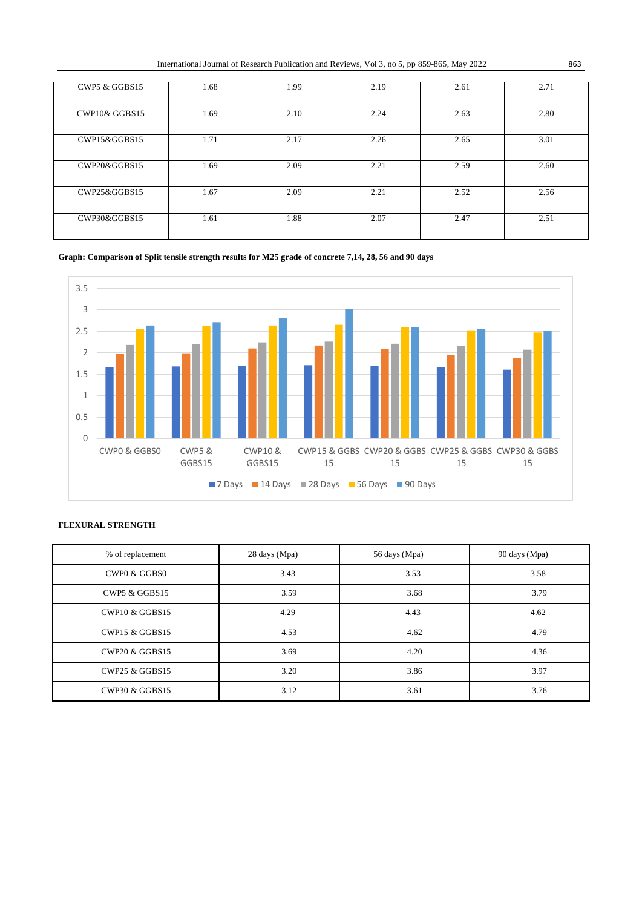| CWP5 & GGBS15 | 1.68 | 1.99 | 2.19 | 2.61 | 2.71 |
|---|---|---|---|---|---|
| CWP10& GGBS15 | 1.69 | 2.10 | 2.24 | 2.63 | 2.80 |
| CWP15&GGBS15 | 1.71 | 2.17 | 2.26 | 2.65 | 3.01 |
| CWP20&GGBS15 | 1.69 | 2.09 | 2.21 | 2.59 | 2.60 |
| CWP25&GGBS15 | 1.67 | 2.09 | 2.21 | 2.52 | 2.56 |
| CWP30&GGBS15 | 1.61 | 1.88 | 2.07 | 2.47 | 2.51 |

**Graph: Comparison of Split tensile strength results for M25 grade of concrete 7,14, 28, 56 and 90 days**

**FLEXURAL STRENGTH**

| % of replacement | 28 days (Mpa) | 56 days (Mpa) | 90 days (Mpa) |
|---|---|---|---|
| CWP0 & GGBS0 | 3.43 | 3.53 | 3.58 |
| CWP5 & GGBS15 | 3.59 | 3.68 | 3.79 |
| CWP10 & GGBS15 | 4.29 | 4.43 | 4.62 |
| CWP15 & GGBS15 | 4.53 | 4.62 | 4.79 |
| CWP20 & GGBS15 | 3.69 | 4.20 | 4.36 |
| CWP25 & GGBS15 | 3.20 | 3.86 | 3.97 |
| CWP30 & GGBS15 | 3.12 | 3.61 | 3.76 |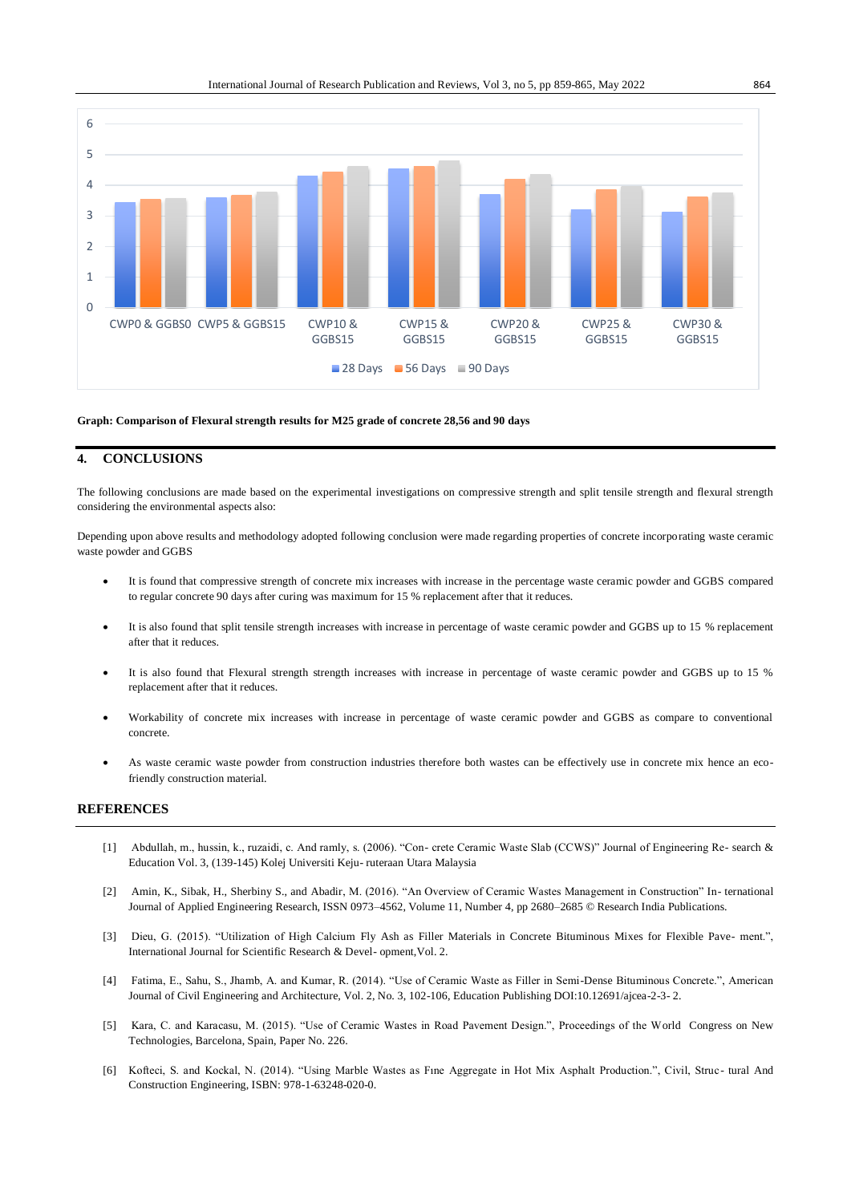**Graph: Comparison of Flexural strength results for M25 grade of concrete 28,56 and 90 days**

## 4. CONCLUSIONS

The following conclusions are made based on the experimental investigations on compressive strength and split tensile strength and flexural strength considering the environmental aspects also:

Depending upon above results and methodology adopted following conclusion were made regarding properties of concrete incorporating waste ceramic waste powder and GGBS

- It is found that compressive strength of concrete mix increases with increase in the percentage waste ceramic powder and GGBS compared to regular concrete 90 days after curing was maximum for 15 % replacement after that it reduces.
- It is also found that split tensile strength increases with increase in percentage of waste ceramic powder and GGBS up to 15 % replacement after that it reduces.
- It is also found that Flexural strength strength increases with increase in percentage of waste ceramic powder and GGBS up to 15 % replacement after that it reduces.
- Workability of concrete mix increases with increase in percentage of waste ceramic powder and GGBS as compare to conventional concrete.
- As waste ceramic waste powder from construction industries therefore both wastes can be effectively use in concrete mix hence an eco-friendly construction material.

## REFERENCES

[1] Abdullah, m., hussin, k., ruzaidi, c. And ramly, s. (2006). "Con- crete Ceramic Waste Slab (CCWS)" Journal of Engineering Re- search & Education Vol. 3, (139-145) Kolej Universiti Keju- ruteraan Utara Malaysia

[2] Amin, K., Sibak, H., Sherbiny S., and Abadir, M. (2016). "An Overview of Ceramic Wastes Management in Construction" In- ternational Journal of Applied Engineering Research, ISSN 0973–4562, Volume 11, Number 4, pp 2680–2685 © Research India Publications.

[3] Dieu, G. (2015). "Utilization of High Calcium Fly Ash as Filler Materials in Concrete Bituminous Mixes for Flexible Pave- ment.", International Journal for Scientific Research & Devel- opment,Vol. 2.

[4] Fatima, E., Sahu, S., Jhamb, A. and Kumar, R. (2014). "Use of Ceramic Waste as Filler in Semi-Dense Bituminous Concrete.", American Journal of Civil Engineering and Architecture, Vol. 2, No. 3, 102-106, Education Publishing DOI:10.12691/ajcea-2-3- 2.

[5] Kara, C. and Karacasu, M. (2015). "Use of Ceramic Wastes in Road Pavement Design.", Proceedings of the World Congress on New Technologies, Barcelona, Spain, Paper No. 226.

[6] Kofteci, S. and Kockal, N. (2014). "Using Marble Wastes as Fıne Aggregate in Hot Mix Asphalt Production.", Civil, Struc- tural And Construction Engineering, ISBN: 978-1-63248-020-0.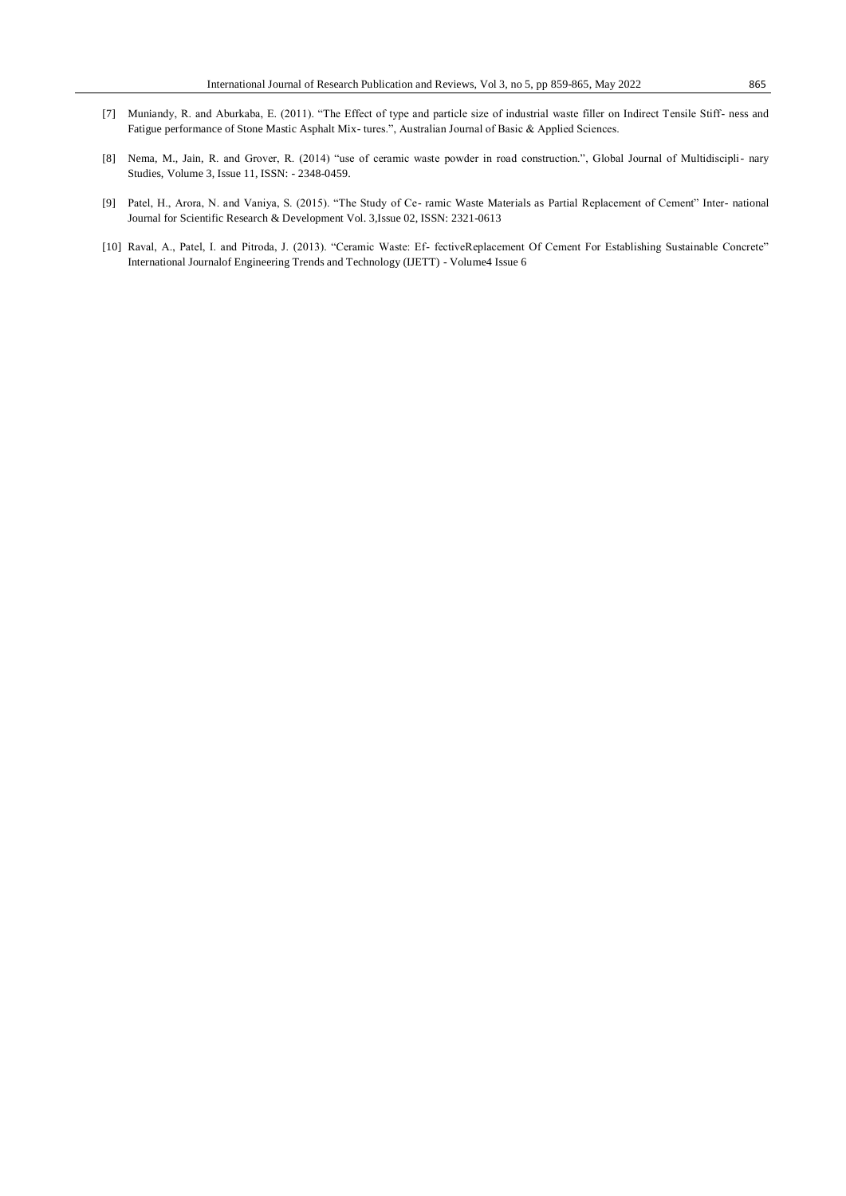[7] Muniandy, R. and Aburkaba, E. (2011). "The Effect of type and particle size of industrial waste filler on Indirect Tensile Stiff- ness and Fatigue performance of Stone Mastic Asphalt Mix- tures.", Australian Journal of Basic & Applied Sciences.

[8] Nema, M., Jain, R. and Grover, R. (2014) "use of ceramic waste powder in road construction.", Global Journal of Multidiscipli- nary Studies, Volume 3, Issue 11, ISSN: - 2348-0459.

[9] Patel, H., Arora, N. and Vaniya, S. (2015). "The Study of Ce- ramic Waste Materials as Partial Replacement of Cement" Inter- national Journal for Scientific Research & Development Vol. 3,Issue 02, ISSN: 2321-0613

[10] Raval, A., Patel, I. and Pitroda, J. (2013). "Ceramic Waste: Ef- fectiveReplacement Of Cement For Establishing Sustainable Concrete" International Journalof Engineering Trends and Technology (IJETT) - Volume4 Issue 6